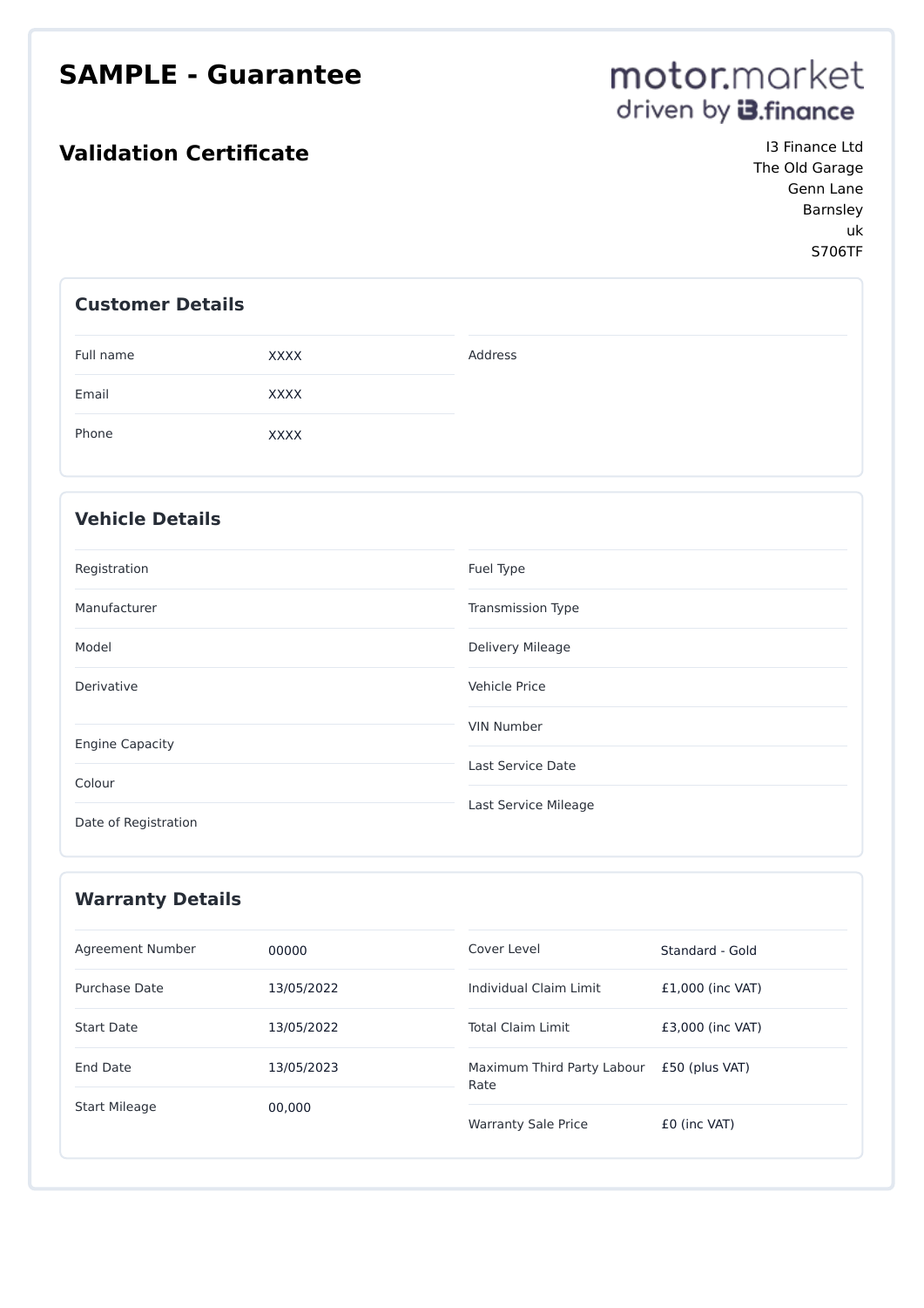# SAMPLE - Guarantee

## Validation Certificate

motor.market
driven by i3.finance

I3 Finance Ltd
The Old Garage
Genn Lane
Barnsley
uk
S706TF

### Customer Details

| Field | Value |
|---|---|
| Full name | XXXX |
| Email | XXXX |
| Phone | XXXX |
| Address | |

### Vehicle Details

| Field | Value | Field | Value |
|---|---|---|---|
| Registration | | Fuel Type | |
| Manufacturer | | Transmission Type | |
| Model | | Delivery Mileage | |
| Derivative | | Vehicle Price | |
| Engine Capacity | | VIN Number | |
| Colour | | Last Service Date | |
| Date of Registration | | Last Service Mileage | |

### Warranty Details

| Field | Value | Field | Value |
|---|---|---|---|
| Agreement Number | 00000 | Cover Level | Standard - Gold |
| Purchase Date | 13/05/2022 | Individual Claim Limit | £1,000 (inc VAT) |
| Start Date | 13/05/2022 | Total Claim Limit | £3,000 (inc VAT) |
| End Date | 13/05/2023 | Maximum Third Party Labour Rate | £50 (plus VAT) |
| Start Mileage | 00,000 | Warranty Sale Price | £0 (inc VAT) |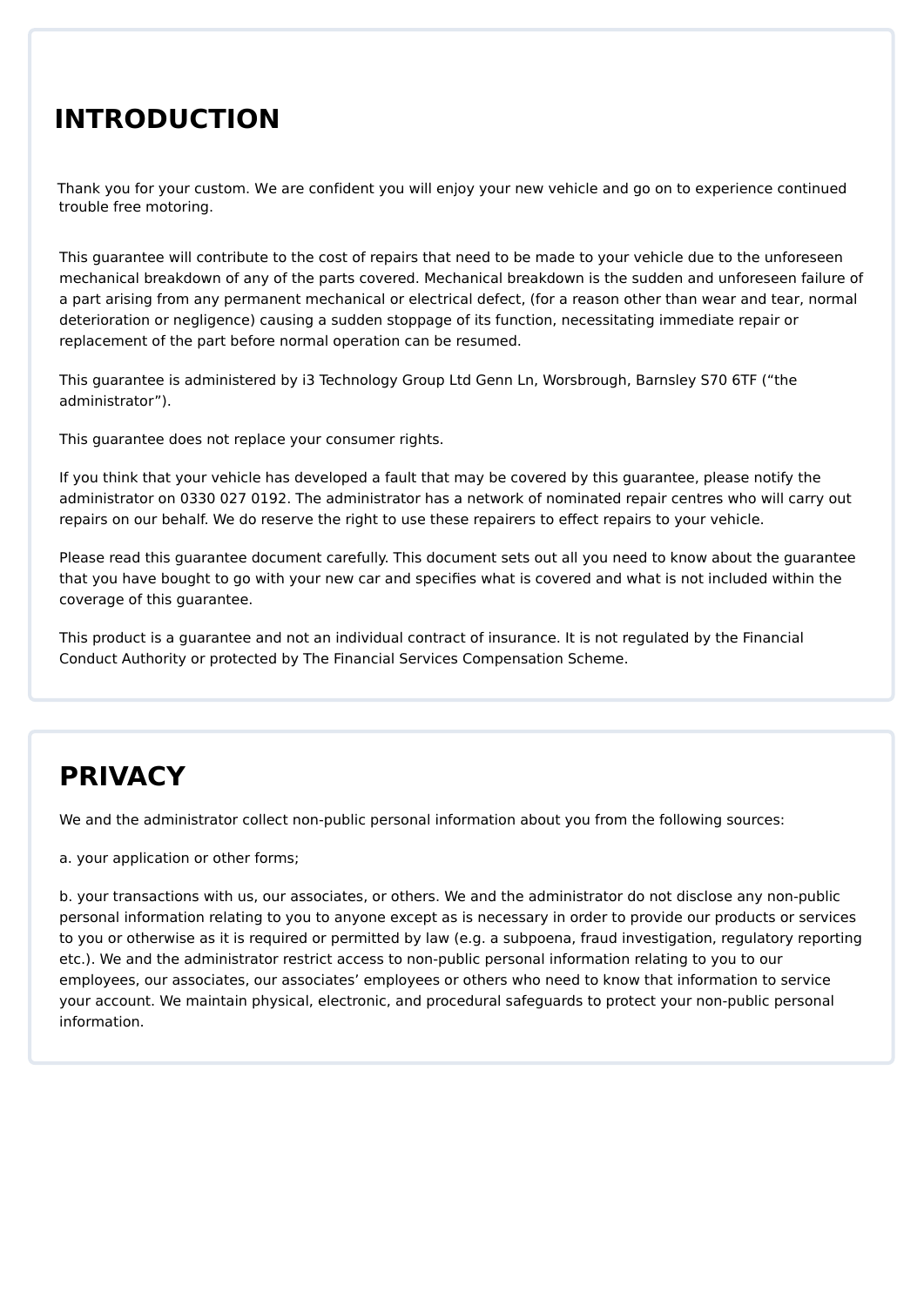## INTRODUCTION

Thank you for your custom. We are confident you will enjoy your new vehicle and go on to experience continued trouble free motoring.

This guarantee will contribute to the cost of repairs that need to be made to your vehicle due to the unforeseen mechanical breakdown of any of the parts covered. Mechanical breakdown is the sudden and unforeseen failure of a part arising from any permanent mechanical or electrical defect, (for a reason other than wear and tear, normal deterioration or negligence) causing a sudden stoppage of its function, necessitating immediate repair or replacement of the part before normal operation can be resumed.

This guarantee is administered by i3 Technology Group Ltd Genn Ln, Worsbrough, Barnsley S70 6TF ("the administrator").

This guarantee does not replace your consumer rights.

If you think that your vehicle has developed a fault that may be covered by this guarantee, please notify the administrator on 0330 027 0192. The administrator has a network of nominated repair centres who will carry out repairs on our behalf. We do reserve the right to use these repairers to effect repairs to your vehicle.

Please read this guarantee document carefully. This document sets out all you need to know about the guarantee that you have bought to go with your new car and specifies what is covered and what is not included within the coverage of this guarantee.

This product is a guarantee and not an individual contract of insurance. It is not regulated by the Financial Conduct Authority or protected by The Financial Services Compensation Scheme.

## PRIVACY

We and the administrator collect non-public personal information about you from the following sources:

a. your application or other forms;

b. your transactions with us, our associates, or others. We and the administrator do not disclose any non-public personal information relating to you to anyone except as is necessary in order to provide our products or services to you or otherwise as it is required or permitted by law (e.g. a subpoena, fraud investigation, regulatory reporting etc.). We and the administrator restrict access to non-public personal information relating to you to our employees, our associates, our associates' employees or others who need to know that information to service your account. We maintain physical, electronic, and procedural safeguards to protect your non-public personal information.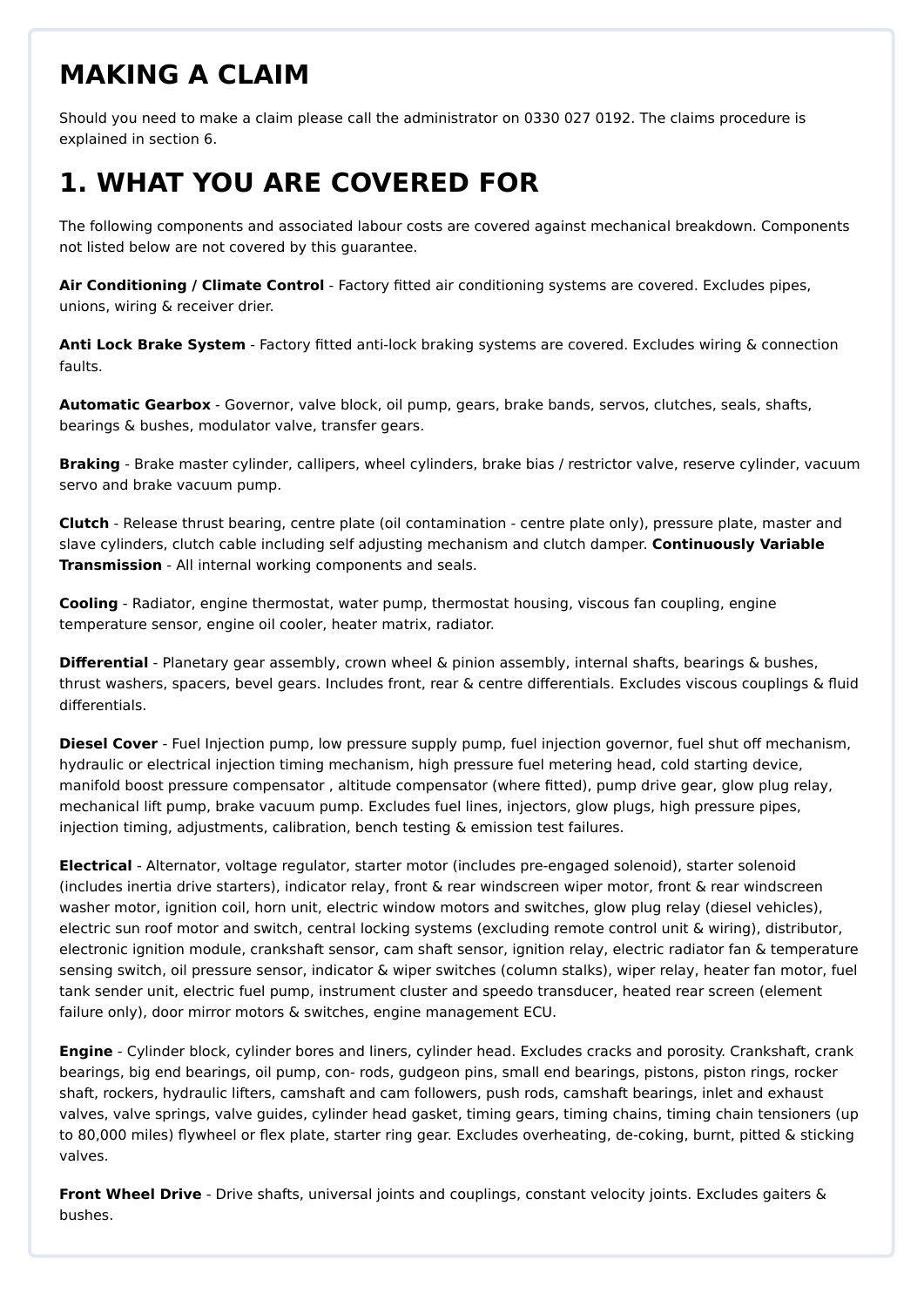# MAKING A CLAIM

Should you need to make a claim please call the administrator on 0330 027 0192. The claims procedure is explained in section 6.

# 1. WHAT YOU ARE COVERED FOR

The following components and associated labour costs are covered against mechanical breakdown. Components not listed below are not covered by this guarantee.

**Air Conditioning / Climate Control** - Factory fitted air conditioning systems are covered. Excludes pipes, unions, wiring & receiver drier.

**Anti Lock Brake System** - Factory fitted anti-lock braking systems are covered. Excludes wiring & connection faults.

**Automatic Gearbox** - Governor, valve block, oil pump, gears, brake bands, servos, clutches, seals, shafts, bearings & bushes, modulator valve, transfer gears.

**Braking** - Brake master cylinder, callipers, wheel cylinders, brake bias / restrictor valve, reserve cylinder, vacuum servo and brake vacuum pump.

**Clutch** - Release thrust bearing, centre plate (oil contamination - centre plate only), pressure plate, master and slave cylinders, clutch cable including self adjusting mechanism and clutch damper. **Continuously Variable Transmission** - All internal working components and seals.

**Cooling** - Radiator, engine thermostat, water pump, thermostat housing, viscous fan coupling, engine temperature sensor, engine oil cooler, heater matrix, radiator.

**Differential** - Planetary gear assembly, crown wheel & pinion assembly, internal shafts, bearings & bushes, thrust washers, spacers, bevel gears. Includes front, rear & centre differentials. Excludes viscous couplings & fluid differentials.

**Diesel Cover** - Fuel Injection pump, low pressure supply pump, fuel injection governor, fuel shut off mechanism, hydraulic or electrical injection timing mechanism, high pressure fuel metering head, cold starting device, manifold boost pressure compensator , altitude compensator (where fitted), pump drive gear, glow plug relay, mechanical lift pump, brake vacuum pump. Excludes fuel lines, injectors, glow plugs, high pressure pipes, injection timing, adjustments, calibration, bench testing & emission test failures.

**Electrical** - Alternator, voltage regulator, starter motor (includes pre-engaged solenoid), starter solenoid (includes inertia drive starters), indicator relay, front & rear windscreen wiper motor, front & rear windscreen washer motor, ignition coil, horn unit, electric window motors and switches, glow plug relay (diesel vehicles), electric sun roof motor and switch, central locking systems (excluding remote control unit & wiring), distributor, electronic ignition module, crankshaft sensor, cam shaft sensor, ignition relay, electric radiator fan & temperature sensing switch, oil pressure sensor, indicator & wiper switches (column stalks), wiper relay, heater fan motor, fuel tank sender unit, electric fuel pump, instrument cluster and speedo transducer, heated rear screen (element failure only), door mirror motors & switches, engine management ECU.

**Engine** - Cylinder block, cylinder bores and liners, cylinder head. Excludes cracks and porosity. Crankshaft, crank bearings, big end bearings, oil pump, con- rods, gudgeon pins, small end bearings, pistons, piston rings, rocker shaft, rockers, hydraulic lifters, camshaft and cam followers, push rods, camshaft bearings, inlet and exhaust valves, valve springs, valve guides, cylinder head gasket, timing gears, timing chains, timing chain tensioners (up to 80,000 miles) flywheel or flex plate, starter ring gear. Excludes overheating, de-coking, burnt, pitted & sticking valves.

**Front Wheel Drive** - Drive shafts, universal joints and couplings, constant velocity joints. Excludes gaiters & bushes.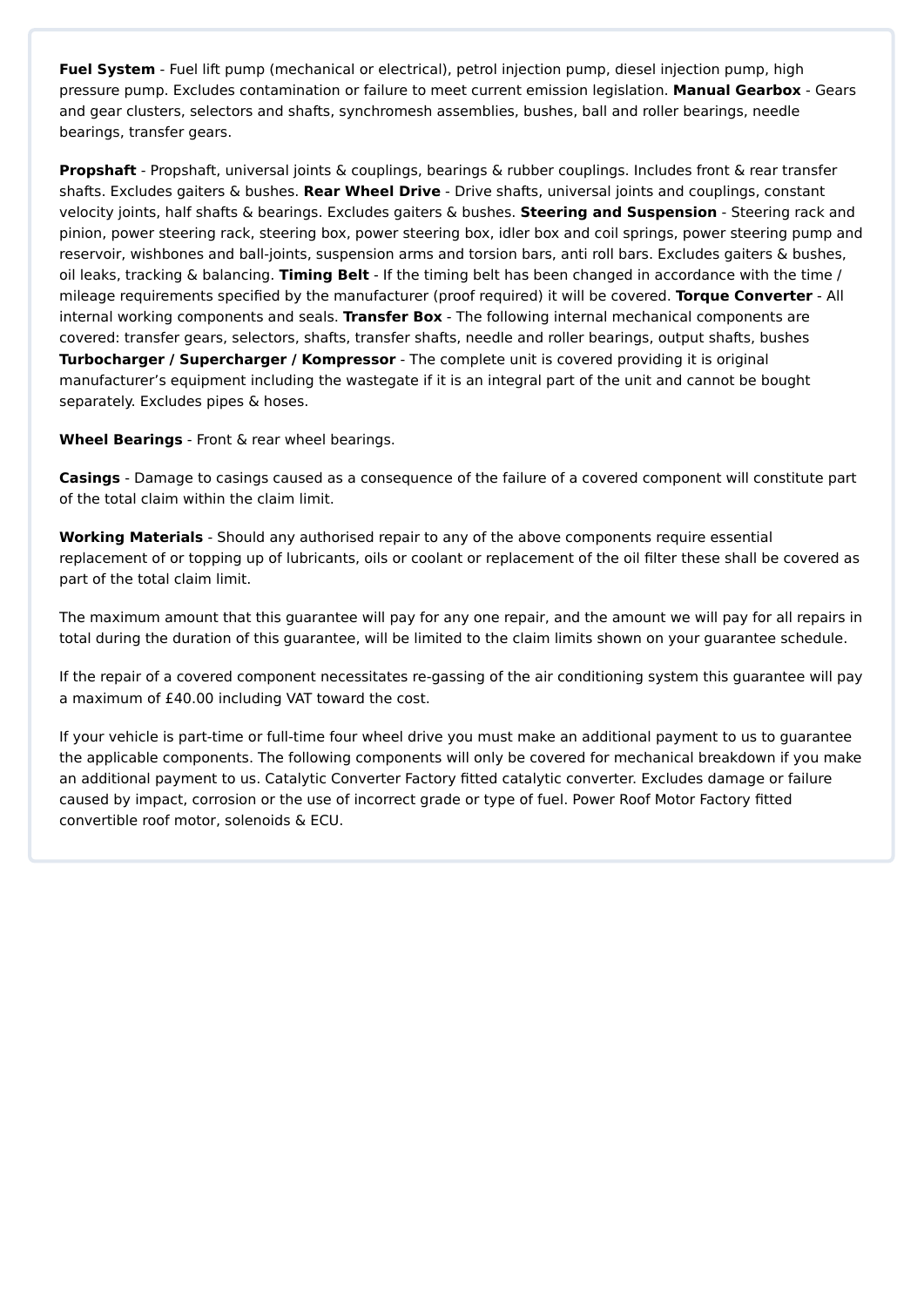**Fuel System** - Fuel lift pump (mechanical or electrical), petrol injection pump, diesel injection pump, high pressure pump. Excludes contamination or failure to meet current emission legislation. **Manual Gearbox** - Gears and gear clusters, selectors and shafts, synchromesh assemblies, bushes, ball and roller bearings, needle bearings, transfer gears.

**Propshaft** - Propshaft, universal joints & couplings, bearings & rubber couplings. Includes front & rear transfer shafts. Excludes gaiters & bushes. **Rear Wheel Drive** - Drive shafts, universal joints and couplings, constant velocity joints, half shafts & bearings. Excludes gaiters & bushes. **Steering and Suspension** - Steering rack and pinion, power steering rack, steering box, power steering box, idler box and coil springs, power steering pump and reservoir, wishbones and ball-joints, suspension arms and torsion bars, anti roll bars. Excludes gaiters & bushes, oil leaks, tracking & balancing. **Timing Belt** - If the timing belt has been changed in accordance with the time / mileage requirements specified by the manufacturer (proof required) it will be covered. **Torque Converter** - All internal working components and seals. **Transfer Box** - The following internal mechanical components are covered: transfer gears, selectors, shafts, transfer shafts, needle and roller bearings, output shafts, bushes **Turbocharger / Supercharger / Kompressor** - The complete unit is covered providing it is original manufacturer's equipment including the wastegate if it is an integral part of the unit and cannot be bought separately. Excludes pipes & hoses.

**Wheel Bearings** - Front & rear wheel bearings.

**Casings** - Damage to casings caused as a consequence of the failure of a covered component will constitute part of the total claim within the claim limit.

**Working Materials** - Should any authorised repair to any of the above components require essential replacement of or topping up of lubricants, oils or coolant or replacement of the oil filter these shall be covered as part of the total claim limit.

The maximum amount that this guarantee will pay for any one repair, and the amount we will pay for all repairs in total during the duration of this guarantee, will be limited to the claim limits shown on your guarantee schedule.

If the repair of a covered component necessitates re-gassing of the air conditioning system this guarantee will pay a maximum of £40.00 including VAT toward the cost.

If your vehicle is part-time or full-time four wheel drive you must make an additional payment to us to guarantee the applicable components. The following components will only be covered for mechanical breakdown if you make an additional payment to us. Catalytic Converter Factory fitted catalytic converter. Excludes damage or failure caused by impact, corrosion or the use of incorrect grade or type of fuel. Power Roof Motor Factory fitted convertible roof motor, solenoids & ECU.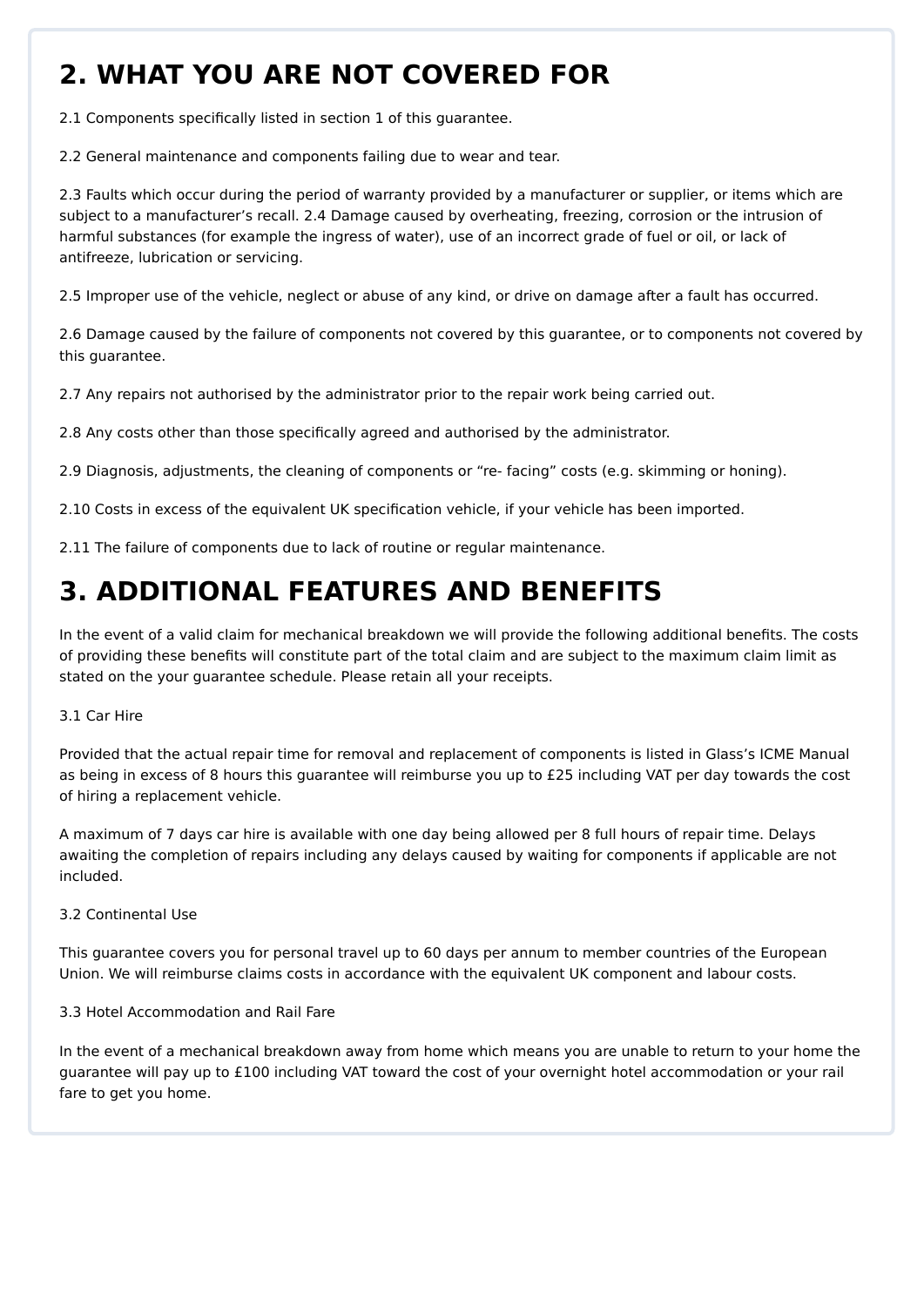## 2. WHAT YOU ARE NOT COVERED FOR

2.1 Components specifically listed in section 1 of this guarantee.

2.2 General maintenance and components failing due to wear and tear.

2.3 Faults which occur during the period of warranty provided by a manufacturer or supplier, or items which are subject to a manufacturer's recall. 2.4 Damage caused by overheating, freezing, corrosion or the intrusion of harmful substances (for example the ingress of water), use of an incorrect grade of fuel or oil, or lack of antifreeze, lubrication or servicing.

2.5 Improper use of the vehicle, neglect or abuse of any kind, or drive on damage after a fault has occurred.

2.6 Damage caused by the failure of components not covered by this guarantee, or to components not covered by this guarantee.

2.7 Any repairs not authorised by the administrator prior to the repair work being carried out.

2.8 Any costs other than those specifically agreed and authorised by the administrator.

2.9 Diagnosis, adjustments, the cleaning of components or "re- facing" costs (e.g. skimming or honing).

2.10 Costs in excess of the equivalent UK specification vehicle, if your vehicle has been imported.

2.11 The failure of components due to lack of routine or regular maintenance.

## 3. ADDITIONAL FEATURES AND BENEFITS

In the event of a valid claim for mechanical breakdown we will provide the following additional benefits. The costs of providing these benefits will constitute part of the total claim and are subject to the maximum claim limit as stated on the your guarantee schedule. Please retain all your receipts.

3.1 Car Hire

Provided that the actual repair time for removal and replacement of components is listed in Glass's ICME Manual as being in excess of 8 hours this guarantee will reimburse you up to £25 including VAT per day towards the cost of hiring a replacement vehicle.

A maximum of 7 days car hire is available with one day being allowed per 8 full hours of repair time. Delays awaiting the completion of repairs including any delays caused by waiting for components if applicable are not included.

3.2 Continental Use

This guarantee covers you for personal travel up to 60 days per annum to member countries of the European Union. We will reimburse claims costs in accordance with the equivalent UK component and labour costs.

3.3 Hotel Accommodation and Rail Fare

In the event of a mechanical breakdown away from home which means you are unable to return to your home the guarantee will pay up to £100 including VAT toward the cost of your overnight hotel accommodation or your rail fare to get you home.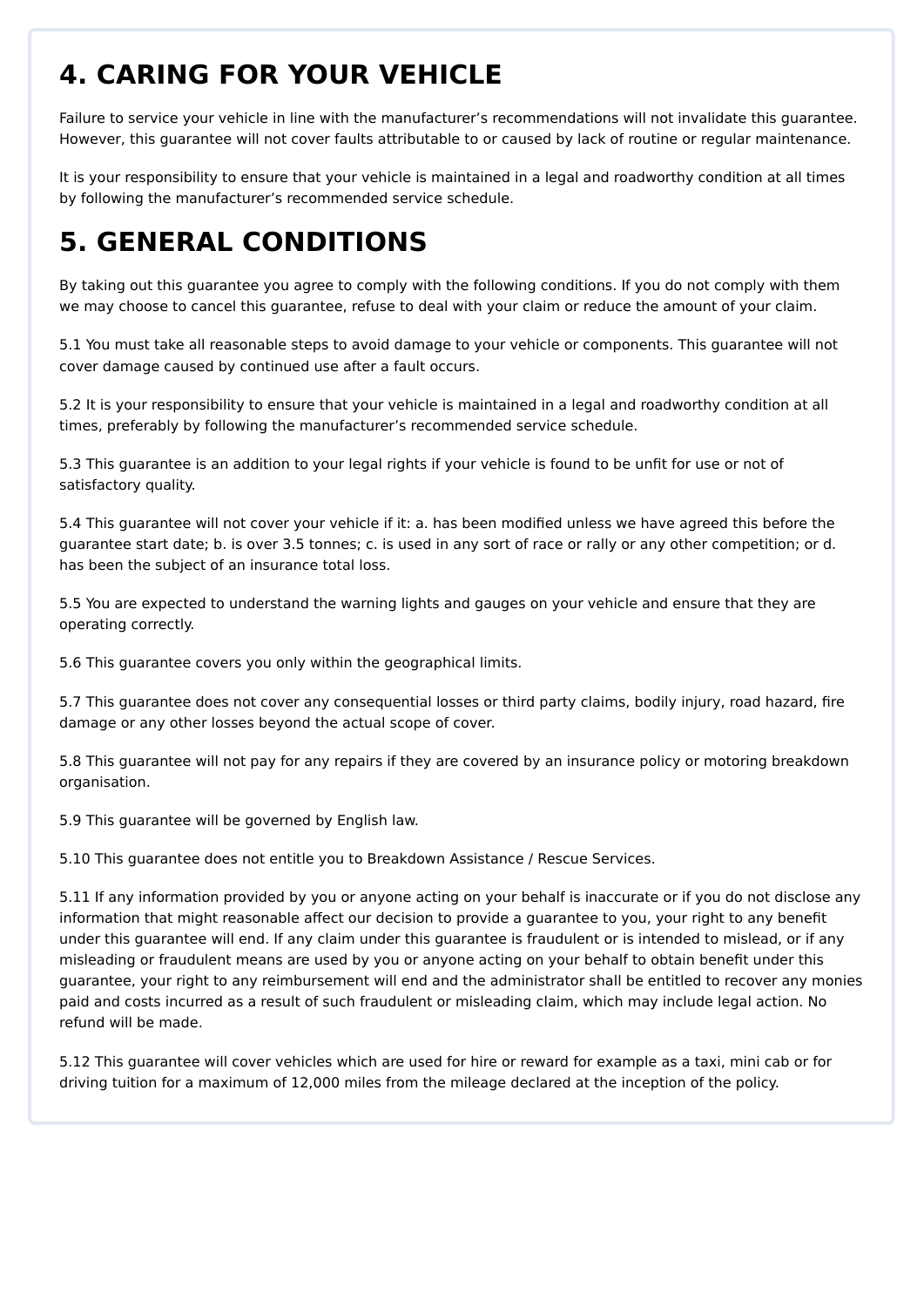# 4. CARING FOR YOUR VEHICLE

Failure to service your vehicle in line with the manufacturer's recommendations will not invalidate this guarantee. However, this guarantee will not cover faults attributable to or caused by lack of routine or regular maintenance.

It is your responsibility to ensure that your vehicle is maintained in a legal and roadworthy condition at all times by following the manufacturer's recommended service schedule.

# 5. GENERAL CONDITIONS

By taking out this guarantee you agree to comply with the following conditions. If you do not comply with them we may choose to cancel this guarantee, refuse to deal with your claim or reduce the amount of your claim.

5.1 You must take all reasonable steps to avoid damage to your vehicle or components. This guarantee will not cover damage caused by continued use after a fault occurs.

5.2 It is your responsibility to ensure that your vehicle is maintained in a legal and roadworthy condition at all times, preferably by following the manufacturer's recommended service schedule.

5.3 This guarantee is an addition to your legal rights if your vehicle is found to be unfit for use or not of satisfactory quality.

5.4 This guarantee will not cover your vehicle if it: a. has been modified unless we have agreed this before the guarantee start date; b. is over 3.5 tonnes; c. is used in any sort of race or rally or any other competition; or d. has been the subject of an insurance total loss.

5.5 You are expected to understand the warning lights and gauges on your vehicle and ensure that they are operating correctly.

5.6 This guarantee covers you only within the geographical limits.

5.7 This guarantee does not cover any consequential losses or third party claims, bodily injury, road hazard, fire damage or any other losses beyond the actual scope of cover.

5.8 This guarantee will not pay for any repairs if they are covered by an insurance policy or motoring breakdown organisation.

5.9 This guarantee will be governed by English law.

5.10 This guarantee does not entitle you to Breakdown Assistance / Rescue Services.

5.11 If any information provided by you or anyone acting on your behalf is inaccurate or if you do not disclose any information that might reasonable affect our decision to provide a guarantee to you, your right to any benefit under this guarantee will end. If any claim under this guarantee is fraudulent or is intended to mislead, or if any misleading or fraudulent means are used by you or anyone acting on your behalf to obtain benefit under this guarantee, your right to any reimbursement will end and the administrator shall be entitled to recover any monies paid and costs incurred as a result of such fraudulent or misleading claim, which may include legal action. No refund will be made.

5.12 This guarantee will cover vehicles which are used for hire or reward for example as a taxi, mini cab or for driving tuition for a maximum of 12,000 miles from the mileage declared at the inception of the policy.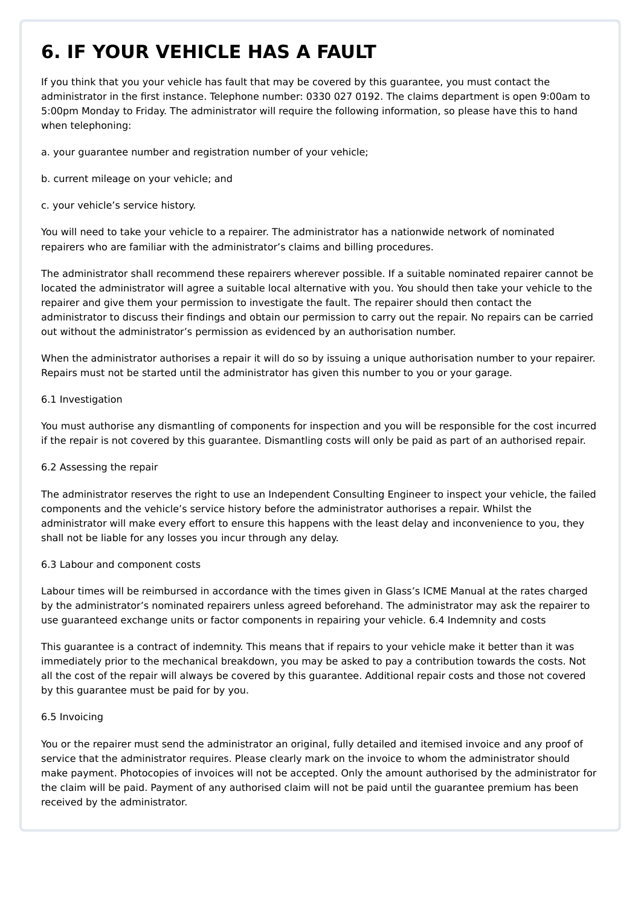# 6. IF YOUR VEHICLE HAS A FAULT

If you think that you your vehicle has fault that may be covered by this guarantee, you must contact the administrator in the first instance. Telephone number: 0330 027 0192. The claims department is open 9:00am to 5:00pm Monday to Friday. The administrator will require the following information, so please have this to hand when telephoning:

a. your guarantee number and registration number of your vehicle;

b. current mileage on your vehicle; and

c. your vehicle's service history.

You will need to take your vehicle to a repairer. The administrator has a nationwide network of nominated repairers who are familiar with the administrator's claims and billing procedures.

The administrator shall recommend these repairers wherever possible. If a suitable nominated repairer cannot be located the administrator will agree a suitable local alternative with you. You should then take your vehicle to the repairer and give them your permission to investigate the fault. The repairer should then contact the administrator to discuss their findings and obtain our permission to carry out the repair. No repairs can be carried out without the administrator's permission as evidenced by an authorisation number.

When the administrator authorises a repair it will do so by issuing a unique authorisation number to your repairer. Repairs must not be started until the administrator has given this number to you or your garage.

6.1 Investigation

You must authorise any dismantling of components for inspection and you will be responsible for the cost incurred if the repair is not covered by this guarantee. Dismantling costs will only be paid as part of an authorised repair.

6.2 Assessing the repair

The administrator reserves the right to use an Independent Consulting Engineer to inspect your vehicle, the failed components and the vehicle's service history before the administrator authorises a repair. Whilst the administrator will make every effort to ensure this happens with the least delay and inconvenience to you, they shall not be liable for any losses you incur through any delay.

6.3 Labour and component costs

Labour times will be reimbursed in accordance with the times given in Glass's ICME Manual at the rates charged by the administrator's nominated repairers unless agreed beforehand. The administrator may ask the repairer to use guaranteed exchange units or factor components in repairing your vehicle. 6.4 Indemnity and costs

This guarantee is a contract of indemnity. This means that if repairs to your vehicle make it better than it was immediately prior to the mechanical breakdown, you may be asked to pay a contribution towards the costs. Not all the cost of the repair will always be covered by this guarantee. Additional repair costs and those not covered by this guarantee must be paid for by you.

6.5 Invoicing

You or the repairer must send the administrator an original, fully detailed and itemised invoice and any proof of service that the administrator requires. Please clearly mark on the invoice to whom the administrator should make payment. Photocopies of invoices will not be accepted. Only the amount authorised by the administrator for the claim will be paid. Payment of any authorised claim will not be paid until the guarantee premium has been received by the administrator.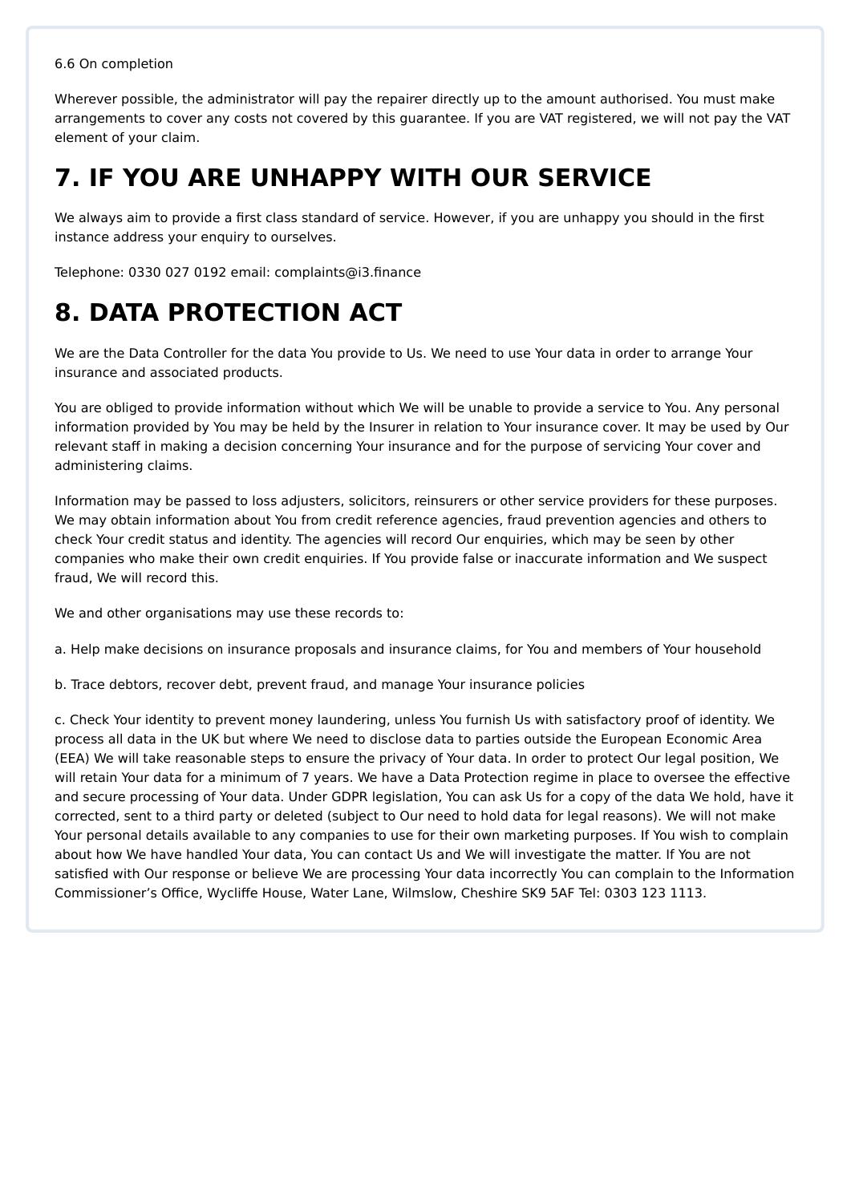6.6 On completion

Wherever possible, the administrator will pay the repairer directly up to the amount authorised. You must make arrangements to cover any costs not covered by this guarantee. If you are VAT registered, we will not pay the VAT element of your claim.

# 7. IF YOU ARE UNHAPPY WITH OUR SERVICE

We always aim to provide a first class standard of service. However, if you are unhappy you should in the first instance address your enquiry to ourselves.

Telephone: 0330 027 0192 email: complaints@i3.finance

# 8. DATA PROTECTION ACT

We are the Data Controller for the data You provide to Us. We need to use Your data in order to arrange Your insurance and associated products.

You are obliged to provide information without which We will be unable to provide a service to You. Any personal information provided by You may be held by the Insurer in relation to Your insurance cover. It may be used by Our relevant staff in making a decision concerning Your insurance and for the purpose of servicing Your cover and administering claims.

Information may be passed to loss adjusters, solicitors, reinsurers or other service providers for these purposes. We may obtain information about You from credit reference agencies, fraud prevention agencies and others to check Your credit status and identity. The agencies will record Our enquiries, which may be seen by other companies who make their own credit enquiries. If You provide false or inaccurate information and We suspect fraud, We will record this.

We and other organisations may use these records to:

a. Help make decisions on insurance proposals and insurance claims, for You and members of Your household

b. Trace debtors, recover debt, prevent fraud, and manage Your insurance policies

c. Check Your identity to prevent money laundering, unless You furnish Us with satisfactory proof of identity. We process all data in the UK but where We need to disclose data to parties outside the European Economic Area (EEA) We will take reasonable steps to ensure the privacy of Your data. In order to protect Our legal position, We will retain Your data for a minimum of 7 years. We have a Data Protection regime in place to oversee the effective and secure processing of Your data. Under GDPR legislation, You can ask Us for a copy of the data We hold, have it corrected, sent to a third party or deleted (subject to Our need to hold data for legal reasons). We will not make Your personal details available to any companies to use for their own marketing purposes. If You wish to complain about how We have handled Your data, You can contact Us and We will investigate the matter. If You are not satisfied with Our response or believe We are processing Your data incorrectly You can complain to the Information Commissioner's Office, Wycliffe House, Water Lane, Wilmslow, Cheshire SK9 5AF Tel: 0303 123 1113.